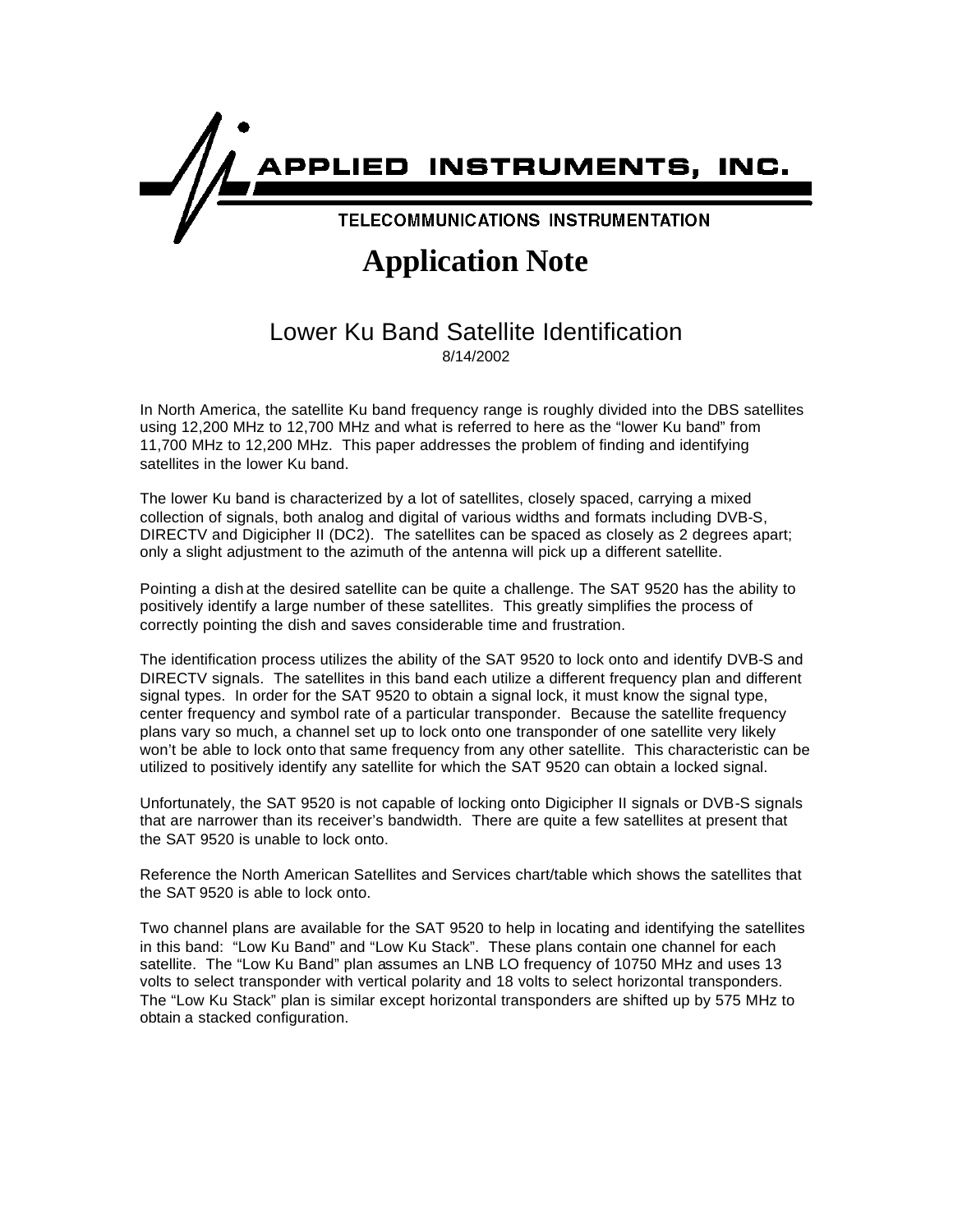APPLIED INSTRUMENTS, INC.

TELECOMMUNICATIONS INSTRUMENTATION

# Application Note

## Lower Ku Band Satellite Identification

8/14/2002

In North America, the satellite Ku band frequency range is roughly divided into the DBS satellites using 12,200 MHz to 12,700 MHz and what is referred to here as the "lower Ku band" from 11,700 MHz to 12,200 MHz. This paper addresses the problem of finding and identifying satellites in the lower Ku band.

The lower Ku band is characterized by a lot of satellites, closely spaced, carrying a mixed collection of signals, both analog and digital of various widths and formats including DVB-S, DIRECTV and Digicipher II (DC2). The satellites can be spaced as closely as 2 degrees apart; only a slight adjustment to the azimuth of the antenna will pick up a different satellite.

Pointing a dish at the desired satellite can be quite a challenge. The SAT 9520 has the ability to positively identify a large number of these satellites. This greatly simplifies the process of correctly pointing the dish and saves considerable time and frustration.

The identification process utilizes the ability of the SAT 9520 to lock onto and identify DVB-S and DIRECTV signals. The satellites in this band each utilize a different frequency plan and different signal types. In order for the SAT 9520 to obtain a signal lock, it must know the signal type, center frequency and symbol rate of a particular transponder. Because the satellite frequency plans vary so much, a channel set up to lock onto one transponder of one satellite very likely won't be able to lock onto that same frequency from any other satellite. This characteristic can be utilized to positively identify any satellite for which the SAT 9520 can obtain a locked signal.

Unfortunately, the SAT 9520 is not capable of locking onto Digicipher II signals or DVB-S signals that are narrower than its receiver's bandwidth. There are quite a few satellites at present that the SAT 9520 is unable to lock onto.

Reference the North American Satellites and Services chart/table which shows the satellites that the SAT 9520 is able to lock onto.

Two channel plans are available for the SAT 9520 to help in locating and identifying the satellites in this band: "Low Ku Band" and "Low Ku Stack". These plans contain one channel for each satellite. The "Low Ku Band" plan assumes an LNB LO frequency of 10750 MHz and uses 13 volts to select transponder with vertical polarity and 18 volts to select horizontal transponders. The "Low Ku Stack" plan is similar except horizontal transponders are shifted up by 575 MHz to obtain a stacked configuration.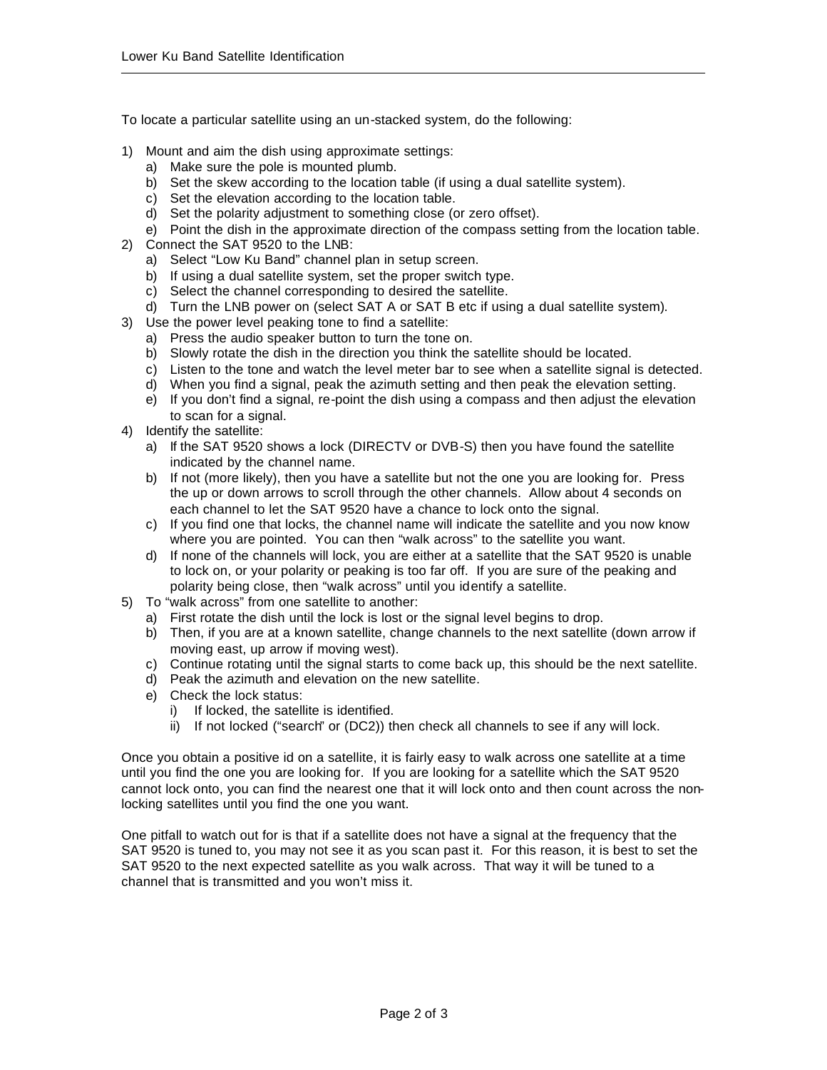To locate a particular satellite using an un-stacked system, do the following:

1) Mount and aim the dish using approximate settings:
   a) Make sure the pole is mounted plumb.
   b) Set the skew according to the location table (if using a dual satellite system).
   c) Set the elevation according to the location table.
   d) Set the polarity adjustment to something close (or zero offset).
   e) Point the dish in the approximate direction of the compass setting from the location table.
2) Connect the SAT 9520 to the LNB:
   a) Select "Low Ku Band" channel plan in setup screen.
   b) If using a dual satellite system, set the proper switch type.
   c) Select the channel corresponding to desired the satellite.
   d) Turn the LNB power on (select SAT A or SAT B etc if using a dual satellite system).
3) Use the power level peaking tone to find a satellite:
   a) Press the audio speaker button to turn the tone on.
   b) Slowly rotate the dish in the direction you think the satellite should be located.
   c) Listen to the tone and watch the level meter bar to see when a satellite signal is detected.
   d) When you find a signal, peak the azimuth setting and then peak the elevation setting.
   e) If you don't find a signal, re-point the dish using a compass and then adjust the elevation to scan for a signal.
4) Identify the satellite:
   a) If the SAT 9520 shows a lock (DIRECTV or DVB-S) then you have found the satellite indicated by the channel name.
   b) If not (more likely), then you have a satellite but not the one you are looking for. Press the up or down arrows to scroll through the other channels. Allow about 4 seconds on each channel to let the SAT 9520 have a chance to lock onto the signal.
   c) If you find one that locks, the channel name will indicate the satellite and you now know where you are pointed. You can then "walk across" to the satellite you want.
   d) If none of the channels will lock, you are either at a satellite that the SAT 9520 is unable to lock on, or your polarity or peaking is too far off. If you are sure of the peaking and polarity being close, then "walk across" until you identify a satellite.
5) To "walk across" from one satellite to another:
   a) First rotate the dish until the lock is lost or the signal level begins to drop.
   b) Then, if you are at a known satellite, change channels to the next satellite (down arrow if moving east, up arrow if moving west).
   c) Continue rotating until the signal starts to come back up, this should be the next satellite.
   d) Peak the azimuth and elevation on the new satellite.
   e) Check the lock status:
      i) If locked, the satellite is identified.
      ii) If not locked ("search" or (DC2)) then check all channels to see if any will lock.

Once you obtain a positive id on a satellite, it is fairly easy to walk across one satellite at a time until you find the one you are looking for. If you are looking for a satellite which the SAT 9520 cannot lock onto, you can find the nearest one that it will lock onto and then count across the non-locking satellites until you find the one you want.

One pitfall to watch out for is that if a satellite does not have a signal at the frequency that the SAT 9520 is tuned to, you may not see it as you scan past it. For this reason, it is best to set the SAT 9520 to the next expected satellite as you walk across. That way it will be tuned to a channel that is transmitted and you won't miss it.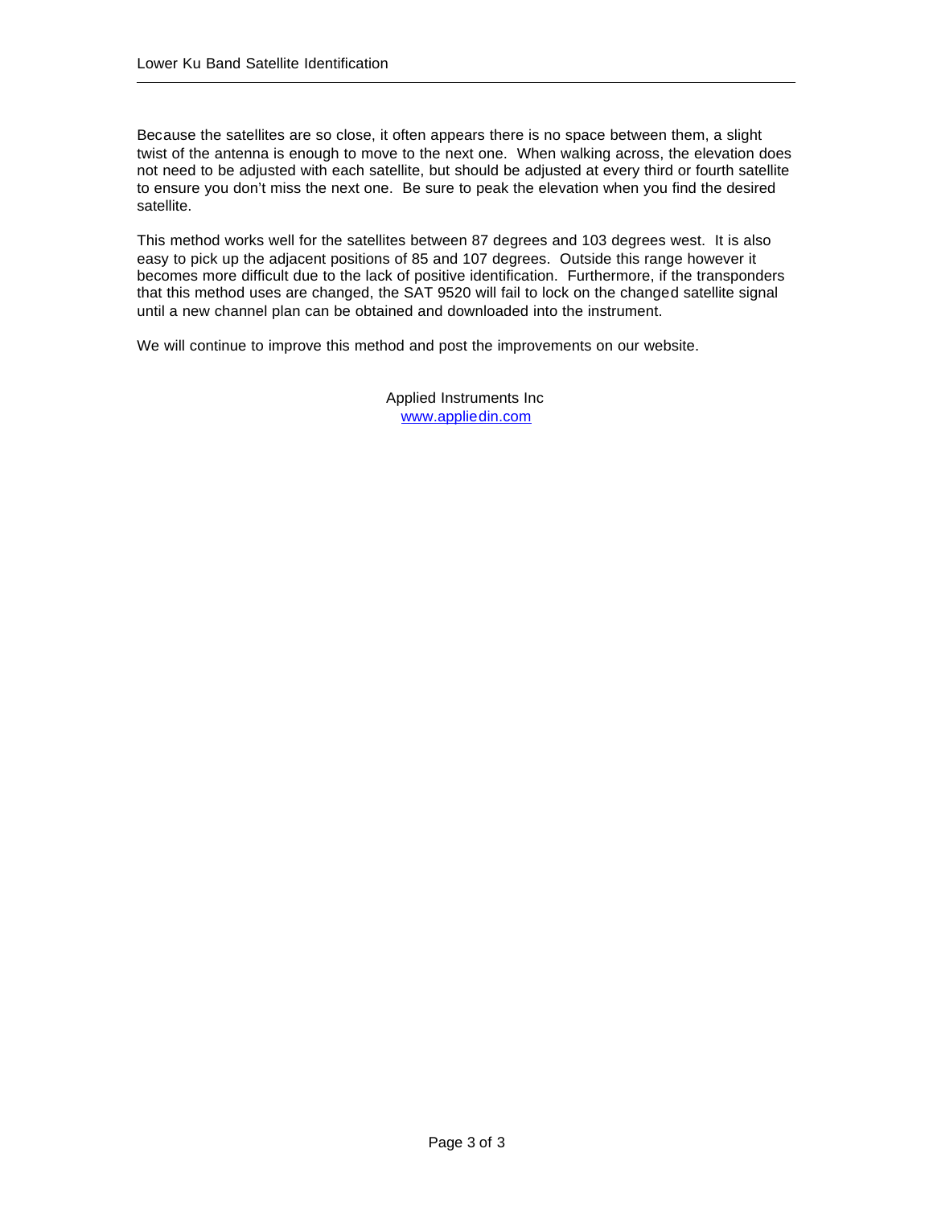Because the satellites are so close, it often appears there is no space between them, a slight twist of the antenna is enough to move to the next one. When walking across, the elevation does not need to be adjusted with each satellite, but should be adjusted at every third or fourth satellite to ensure you don't miss the next one. Be sure to peak the elevation when you find the desired satellite.

This method works well for the satellites between 87 degrees and 103 degrees west. It is also easy to pick up the adjacent positions of 85 and 107 degrees. Outside this range however it becomes more difficult due to the lack of positive identification. Furthermore, if the transponders that this method uses are changed, the SAT 9520 will fail to lock on the changed satellite signal until a new channel plan can be obtained and downloaded into the instrument.

We will continue to improve this method and post the improvements on our website.

Applied Instruments Inc
www.appliedin.com